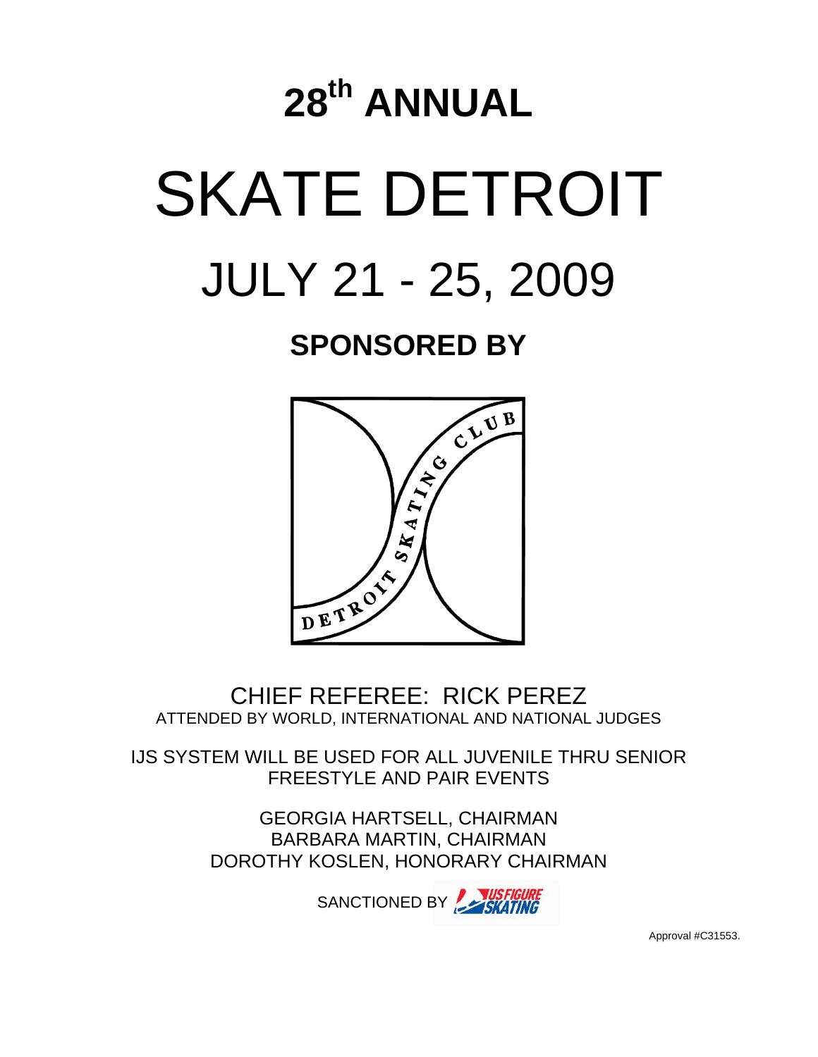# 28th ANNUAL

# SKATE DETROIT

# JULY 21 - 25, 2009

## SPONSORED BY

DETROIT SKATING CLUB

CHIEF REFEREE: RICK PEREZ
ATTENDED BY WORLD, INTERNATIONAL AND NATIONAL JUDGES

IJS SYSTEM WILL BE USED FOR ALL JUVENILE THRU SENIOR FREESTYLE AND PAIR EVENTS

GEORGIA HARTSELL, CHAIRMAN
BARBARA MARTIN, CHAIRMAN
DOROTHY KOSLEN, HONORARY CHAIRMAN

SANCTIONED BY US FIGURE SKATING

Approval #C31553.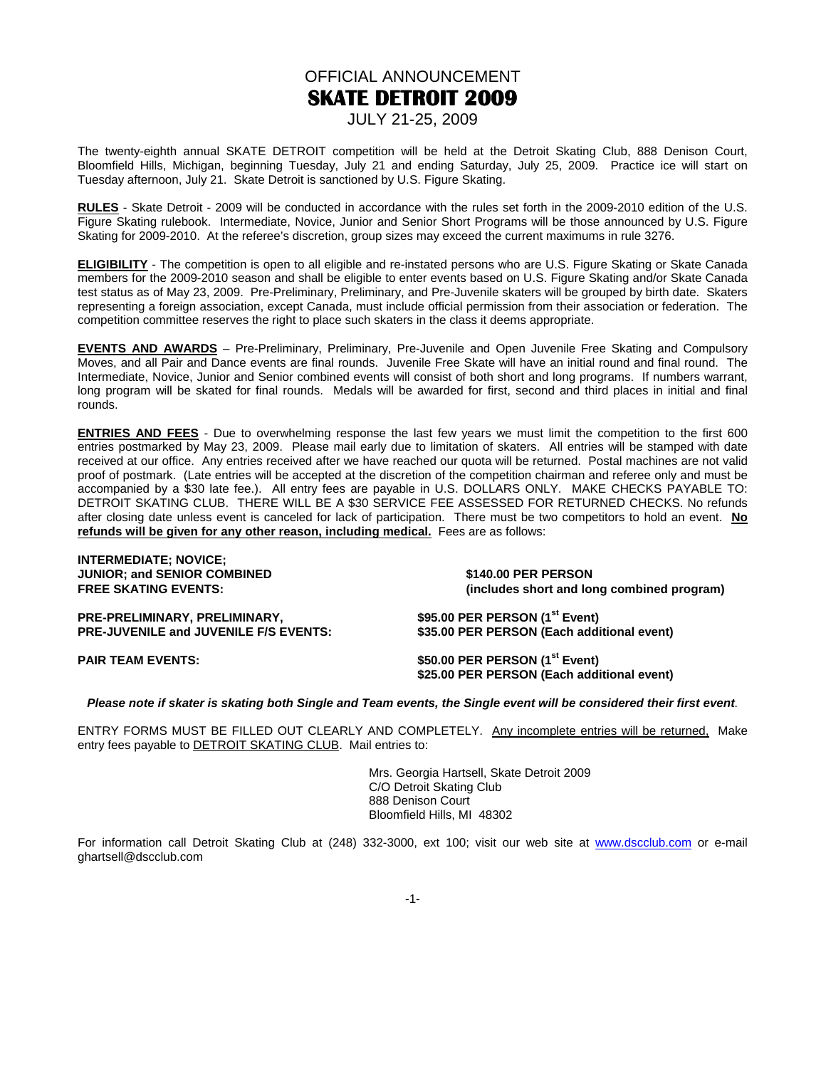# OFFICIAL ANNOUNCEMENT
# SKATE DETROIT 2009
JULY 21-25, 2009

The twenty-eighth annual SKATE DETROIT competition will be held at the Detroit Skating Club, 888 Denison Court, Bloomfield Hills, Michigan, beginning Tuesday, July 21 and ending Saturday, July 25, 2009. Practice ice will start on Tuesday afternoon, July 21. Skate Detroit is sanctioned by U.S. Figure Skating.

**RULES** - Skate Detroit - 2009 will be conducted in accordance with the rules set forth in the 2009-2010 edition of the U.S. Figure Skating rulebook. Intermediate, Novice, Junior and Senior Short Programs will be those announced by U.S. Figure Skating for 2009-2010. At the referee's discretion, group sizes may exceed the current maximums in rule 3276.

**ELIGIBILITY** - The competition is open to all eligible and re-instated persons who are U.S. Figure Skating or Skate Canada members for the 2009-2010 season and shall be eligible to enter events based on U.S. Figure Skating and/or Skate Canada test status as of May 23, 2009. Pre-Preliminary, Preliminary, and Pre-Juvenile skaters will be grouped by birth date. Skaters representing a foreign association, except Canada, must include official permission from their association or federation. The competition committee reserves the right to place such skaters in the class it deems appropriate.

**EVENTS AND AWARDS** – Pre-Preliminary, Preliminary, Pre-Juvenile and Open Juvenile Free Skating and Compulsory Moves, and all Pair and Dance events are final rounds. Juvenile Free Skate will have an initial round and final round. The Intermediate, Novice, Junior and Senior combined events will consist of both short and long programs. If numbers warrant, long program will be skated for final rounds. Medals will be awarded for first, second and third places in initial and final rounds.

**ENTRIES AND FEES** - Due to overwhelming response the last few years we must limit the competition to the first 600 entries postmarked by May 23, 2009. Please mail early due to limitation of skaters. All entries will be stamped with date received at our office. Any entries received after we have reached our quota will be returned. Postal machines are not valid proof of postmark. (Late entries will be accepted at the discretion of the competition chairman and referee only and must be accompanied by a $30 late fee.). All entry fees are payable in U.S. DOLLARS ONLY. MAKE CHECKS PAYABLE TO: DETROIT SKATING CLUB. THERE WILL BE A $30 SERVICE FEE ASSESSED FOR RETURNED CHECKS. No refunds after closing date unless event is canceled for lack of participation. There must be two competitors to hold an event. **No refunds will be given for any other reason, including medical.** Fees are as follows:

| | |
|---|---|
| **INTERMEDIATE; NOVICE; JUNIOR; and SENIOR COMBINED FREE SKATING EVENTS:** | **$140.00 PER PERSON (includes short and long combined program)** |
| **PRE-PRELIMINARY, PRELIMINARY, PRE-JUVENILE and JUVENILE F/S EVENTS:** | **$95.00 PER PERSON (1st Event)**<br>**$35.00 PER PERSON (Each additional event)** |
| **PAIR TEAM EVENTS:** | **$50.00 PER PERSON (1st Event)**<br>**$25.00 PER PERSON (Each additional event)** |

***Please note if skater is skating both Single and Team events, the Single event will be considered their first event.***

ENTRY FORMS MUST BE FILLED OUT CLEARLY AND COMPLETELY. Any incomplete entries will be returned, Make entry fees payable to DETROIT SKATING CLUB. Mail entries to:

Mrs. Georgia Hartsell, Skate Detroit 2009
C/O Detroit Skating Club
888 Denison Court
Bloomfield Hills, MI 48302

For information call Detroit Skating Club at (248) 332-3000, ext 100; visit our web site at www.dscclub.com or e-mail ghartsell@dscclub.com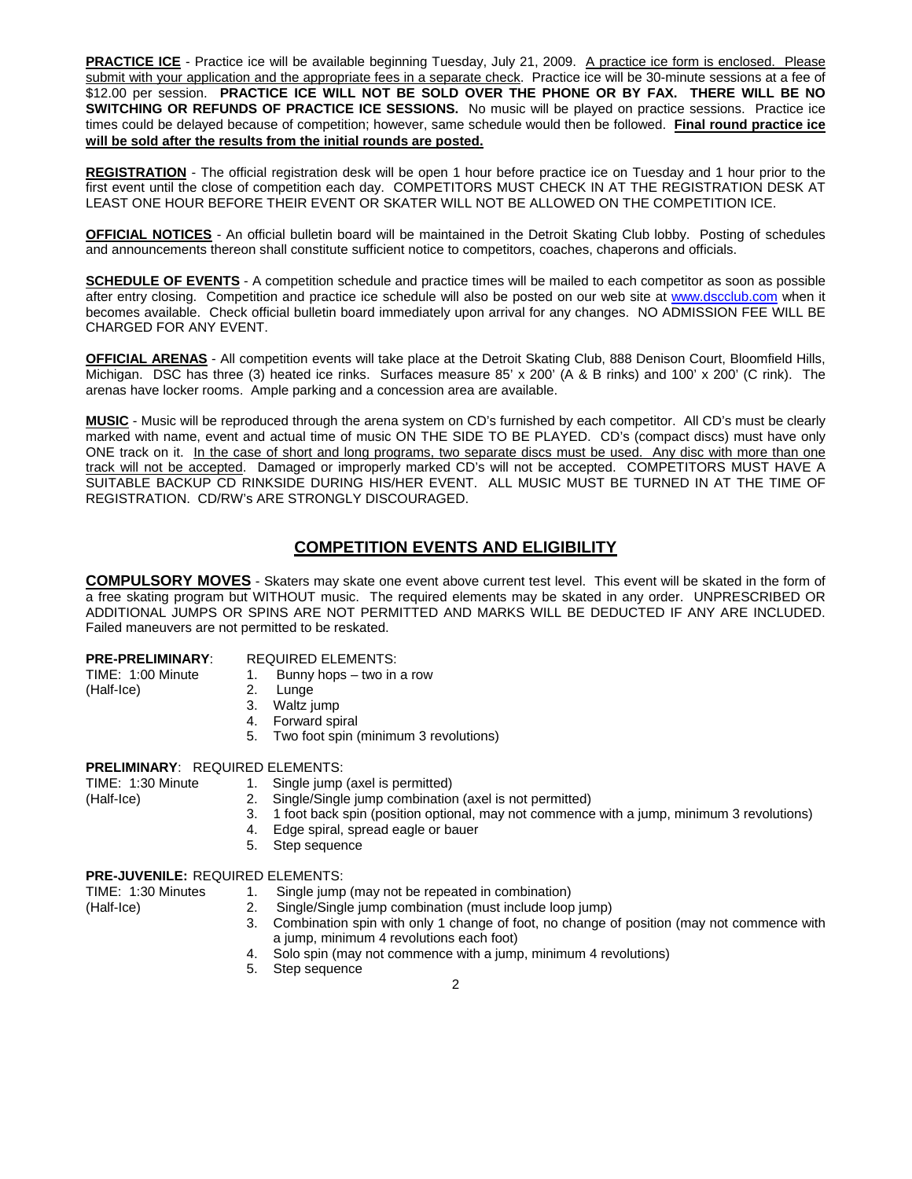**PRACTICE ICE** - Practice ice will be available beginning Tuesday, July 21, 2009. A practice ice form is enclosed. Please submit with your application and the appropriate fees in a separate check. Practice ice will be 30-minute sessions at a fee of $12.00 per session. **PRACTICE ICE WILL NOT BE SOLD OVER THE PHONE OR BY FAX. THERE WILL BE NO SWITCHING OR REFUNDS OF PRACTICE ICE SESSIONS.** No music will be played on practice sessions. Practice ice times could be delayed because of competition; however, same schedule would then be followed. **Final round practice ice will be sold after the results from the initial rounds are posted.**

**REGISTRATION** - The official registration desk will be open 1 hour before practice ice on Tuesday and 1 hour prior to the first event until the close of competition each day. COMPETITORS MUST CHECK IN AT THE REGISTRATION DESK AT LEAST ONE HOUR BEFORE THEIR EVENT OR SKATER WILL NOT BE ALLOWED ON THE COMPETITION ICE.

**OFFICIAL NOTICES** - An official bulletin board will be maintained in the Detroit Skating Club lobby. Posting of schedules and announcements thereon shall constitute sufficient notice to competitors, coaches, chaperons and officials.

**SCHEDULE OF EVENTS** - A competition schedule and practice times will be mailed to each competitor as soon as possible after entry closing. Competition and practice ice schedule will also be posted on our web site at www.dscclub.com when it becomes available. Check official bulletin board immediately upon arrival for any changes. NO ADMISSION FEE WILL BE CHARGED FOR ANY EVENT.

**OFFICIAL ARENAS** - All competition events will take place at the Detroit Skating Club, 888 Denison Court, Bloomfield Hills, Michigan. DSC has three (3) heated ice rinks. Surfaces measure 85' x 200' (A & B rinks) and 100' x 200' (C rink). The arenas have locker rooms. Ample parking and a concession area are available.

**MUSIC** - Music will be reproduced through the arena system on CD's furnished by each competitor. All CD's must be clearly marked with name, event and actual time of music ON THE SIDE TO BE PLAYED. CD's (compact discs) must have only ONE track on it. In the case of short and long programs, two separate discs must be used. Any disc with more than one track will not be accepted. Damaged or improperly marked CD's will not be accepted. COMPETITORS MUST HAVE A SUITABLE BACKUP CD RINKSIDE DURING HIS/HER EVENT. ALL MUSIC MUST BE TURNED IN AT THE TIME OF REGISTRATION. CD/RW's ARE STRONGLY DISCOURAGED.

## COMPETITION EVENTS AND ELIGIBILITY

**COMPULSORY MOVES** - Skaters may skate one event above current test level. This event will be skated in the form of a free skating program but WITHOUT music. The required elements may be skated in any order. UNPRESCRIBED OR ADDITIONAL JUMPS OR SPINS ARE NOT PERMITTED AND MARKS WILL BE DEDUCTED IF ANY ARE INCLUDED. Failed maneuvers are not permitted to be reskated.

**PRE-PRELIMINARY**: REQUIRED ELEMENTS:
TIME: 1:00 Minute
(Half-Ice)

1. Bunny hops – two in a row
2. Lunge
3. Waltz jump
4. Forward spiral
5. Two foot spin (minimum 3 revolutions)

**PRELIMINARY**: REQUIRED ELEMENTS:
TIME: 1:30 Minute
(Half-Ice)

1. Single jump (axel is permitted)
2. Single/Single jump combination (axel is not permitted)
3. 1 foot back spin (position optional, may not commence with a jump, minimum 3 revolutions)
4. Edge spiral, spread eagle or bauer
5. Step sequence

**PRE-JUVENILE:** REQUIRED ELEMENTS:
TIME: 1:30 Minutes
(Half-Ice)

1. Single jump (may not be repeated in combination)
2. Single/Single jump combination (must include loop jump)
3. Combination spin with only 1 change of foot, no change of position (may not commence with a jump, minimum 4 revolutions each foot)
4. Solo spin (may not commence with a jump, minimum 4 revolutions)
5. Step sequence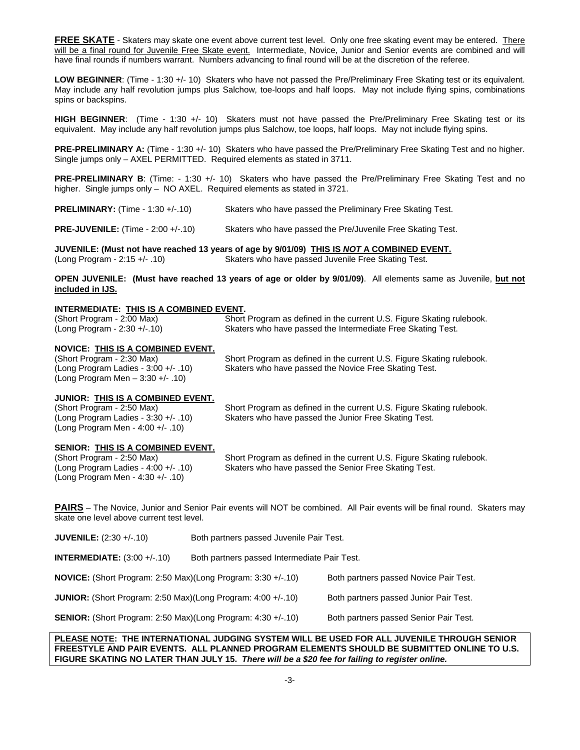**FREE SKATE** - Skaters may skate one event above current test level. Only one free skating event may be entered. There will be a final round for Juvenile Free Skate event. Intermediate, Novice, Junior and Senior events are combined and will have final rounds if numbers warrant. Numbers advancing to final round will be at the discretion of the referee.

**LOW BEGINNER**: (Time - 1:30 +/- 10) Skaters who have not passed the Pre/Preliminary Free Skating test or its equivalent. May include any half revolution jumps plus Salchow, toe-loops and half loops. May not include flying spins, combinations spins or backspins.

**HIGH BEGINNER**: (Time - 1:30 +/- 10) Skaters must not have passed the Pre/Preliminary Free Skating test or its equivalent. May include any half revolution jumps plus Salchow, toe loops, half loops. May not include flying spins.

**PRE-PRELIMINARY A:** (Time - 1:30 +/- 10) Skaters who have passed the Pre/Preliminary Free Skating Test and no higher. Single jumps only – AXEL PERMITTED. Required elements as stated in 3711.

**PRE-PRELIMINARY B**: (Time: - 1:30 +/- 10) Skaters who have passed the Pre/Preliminary Free Skating Test and no higher. Single jumps only – NO AXEL. Required elements as stated in 3721.

**PRELIMINARY:** (Time - 1:30 +/-.10) Skaters who have passed the Preliminary Free Skating Test.

**PRE-JUVENILE:** (Time - 2:00 +/-.10) Skaters who have passed the Pre/Juvenile Free Skating Test.

**JUVENILE: (Must not have reached 13 years of age by 9/01/09) THIS IS *NOT* A COMBINED EVENT.**
(Long Program - 2:15 +/- .10) Skaters who have passed Juvenile Free Skating Test.

**OPEN JUVENILE: (Must have reached 13 years of age or older by 9/01/09)**. All elements same as Juvenile, **but not included in IJS.**

**INTERMEDIATE: THIS IS A COMBINED EVENT.**
(Short Program - 2:00 Max) Short Program as defined in the current U.S. Figure Skating rulebook.
(Long Program - 2:30 +/-.10) Skaters who have passed the Intermediate Free Skating Test.

**NOVICE: THIS IS A COMBINED EVENT.**
(Short Program - 2:30 Max) Short Program as defined in the current U.S. Figure Skating rulebook.
(Long Program Ladies - 3:00 +/- .10) Skaters who have passed the Novice Free Skating Test.
(Long Program Men – 3:30 +/- .10)

**JUNIOR: THIS IS A COMBINED EVENT.**
(Short Program - 2:50 Max) Short Program as defined in the current U.S. Figure Skating rulebook.
(Long Program Ladies - 3:30 +/- .10) Skaters who have passed the Junior Free Skating Test.
(Long Program Men - 4:00 +/- .10)

**SENIOR: THIS IS A COMBINED EVENT.**
(Short Program - 2:50 Max) Short Program as defined in the current U.S. Figure Skating rulebook.
(Long Program Ladies - 4:00 +/- .10) Skaters who have passed the Senior Free Skating Test.
(Long Program Men - 4:30 +/- .10)

**PAIRS** – The Novice, Junior and Senior Pair events will NOT be combined. All Pair events will be final round. Skaters may skate one level above current test level.

**JUVENILE:** (2:30 +/-.10) Both partners passed Juvenile Pair Test.

**INTERMEDIATE:** (3:00 +/-.10) Both partners passed Intermediate Pair Test.

**NOVICE:** (Short Program: 2:50 Max)(Long Program: 3:30 +/-.10) Both partners passed Novice Pair Test.

**JUNIOR:** (Short Program: 2:50 Max)(Long Program: 4:00 +/-.10) Both partners passed Junior Pair Test.

**SENIOR:** (Short Program: 2:50 Max)(Long Program: 4:30 +/-.10) Both partners passed Senior Pair Test.

**PLEASE NOTE: THE INTERNATIONAL JUDGING SYSTEM WILL BE USED FOR ALL JUVENILE THROUGH SENIOR FREESTYLE AND PAIR EVENTS. ALL PLANNED PROGRAM ELEMENTS SHOULD BE SUBMITTED ONLINE TO U.S. FIGURE SKATING NO LATER THAN JULY 15. *There will be a $20 fee for failing to register online.***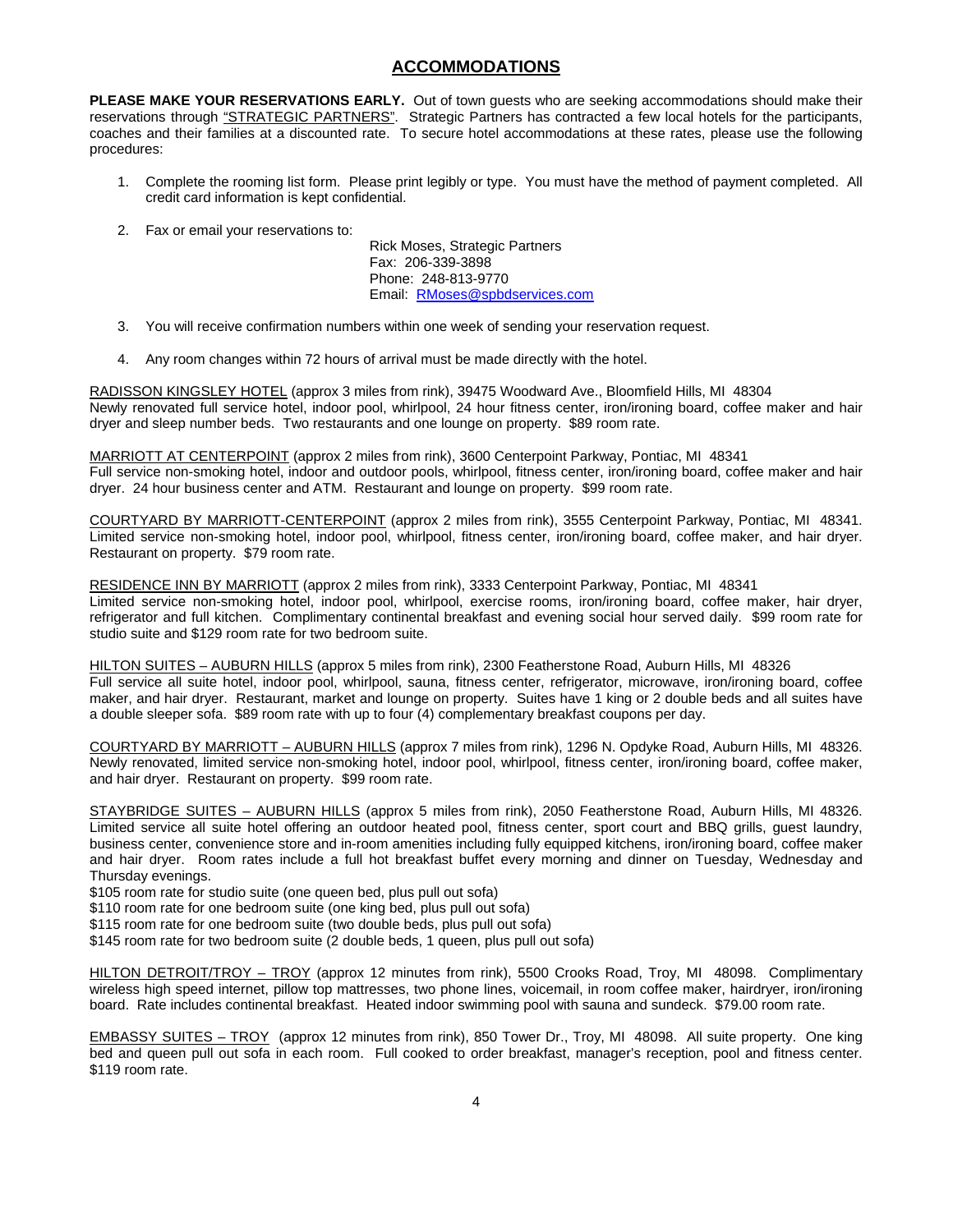## ACCOMMODATIONS

**PLEASE MAKE YOUR RESERVATIONS EARLY.** Out of town guests who are seeking accommodations should make their reservations through "STRATEGIC PARTNERS". Strategic Partners has contracted a few local hotels for the participants, coaches and their families at a discounted rate. To secure hotel accommodations at these rates, please use the following procedures:

1. Complete the rooming list form. Please print legibly or type. You must have the method of payment completed. All credit card information is kept confidential.

2. Fax or email your reservations to:

   Rick Moses, Strategic Partners
   Fax: 206-339-3898
   Phone: 248-813-9770
   Email: RMoses@spbdservices.com

3. You will receive confirmation numbers within one week of sending your reservation request.

4. Any room changes within 72 hours of arrival must be made directly with the hotel.

RADISSON KINGSLEY HOTEL (approx 3 miles from rink), 39475 Woodward Ave., Bloomfield Hills, MI 48304
Newly renovated full service hotel, indoor pool, whirlpool, 24 hour fitness center, iron/ironing board, coffee maker and hair dryer and sleep number beds. Two restaurants and one lounge on property. $89 room rate.

MARRIOTT AT CENTERPOINT (approx 2 miles from rink), 3600 Centerpoint Parkway, Pontiac, MI 48341
Full service non-smoking hotel, indoor and outdoor pools, whirlpool, fitness center, iron/ironing board, coffee maker and hair dryer. 24 hour business center and ATM. Restaurant and lounge on property. $99 room rate.

COURTYARD BY MARRIOTT-CENTERPOINT (approx 2 miles from rink), 3555 Centerpoint Parkway, Pontiac, MI 48341. Limited service non-smoking hotel, indoor pool, whirlpool, fitness center, iron/ironing board, coffee maker, and hair dryer. Restaurant on property. $79 room rate.

RESIDENCE INN BY MARRIOTT (approx 2 miles from rink), 3333 Centerpoint Parkway, Pontiac, MI 48341
Limited service non-smoking hotel, indoor pool, whirlpool, exercise rooms, iron/ironing board, coffee maker, hair dryer, refrigerator and full kitchen. Complimentary continental breakfast and evening social hour served daily. $99 room rate for studio suite and $129 room rate for two bedroom suite.

HILTON SUITES – AUBURN HILLS (approx 5 miles from rink), 2300 Featherstone Road, Auburn Hills, MI 48326
Full service all suite hotel, indoor pool, whirlpool, sauna, fitness center, refrigerator, microwave, iron/ironing board, coffee maker, and hair dryer. Restaurant, market and lounge on property. Suites have 1 king or 2 double beds and all suites have a double sleeper sofa. $89 room rate with up to four (4) complementary breakfast coupons per day.

COURTYARD BY MARRIOTT – AUBURN HILLS (approx 7 miles from rink), 1296 N. Opdyke Road, Auburn Hills, MI 48326. Newly renovated, limited service non-smoking hotel, indoor pool, whirlpool, fitness center, iron/ironing board, coffee maker, and hair dryer. Restaurant on property. $99 room rate.

STAYBRIDGE SUITES – AUBURN HILLS (approx 5 miles from rink), 2050 Featherstone Road, Auburn Hills, MI 48326. Limited service all suite hotel offering an outdoor heated pool, fitness center, sport court and BBQ grills, guest laundry, business center, convenience store and in-room amenities including fully equipped kitchens, iron/ironing board, coffee maker and hair dryer. Room rates include a full hot breakfast buffet every morning and dinner on Tuesday, Wednesday and Thursday evenings.
$105 room rate for studio suite (one queen bed, plus pull out sofa)
$110 room rate for one bedroom suite (one king bed, plus pull out sofa)
$115 room rate for one bedroom suite (two double beds, plus pull out sofa)
$145 room rate for two bedroom suite (2 double beds, 1 queen, plus pull out sofa)

HILTON DETROIT/TROY – TROY (approx 12 minutes from rink), 5500 Crooks Road, Troy, MI 48098. Complimentary wireless high speed internet, pillow top mattresses, two phone lines, voicemail, in room coffee maker, hairdryer, iron/ironing board. Rate includes continental breakfast. Heated indoor swimming pool with sauna and sundeck. $79.00 room rate.

EMBASSY SUITES – TROY (approx 12 minutes from rink), 850 Tower Dr., Troy, MI 48098. All suite property. One king bed and queen pull out sofa in each room. Full cooked to order breakfast, manager's reception, pool and fitness center. $119 room rate.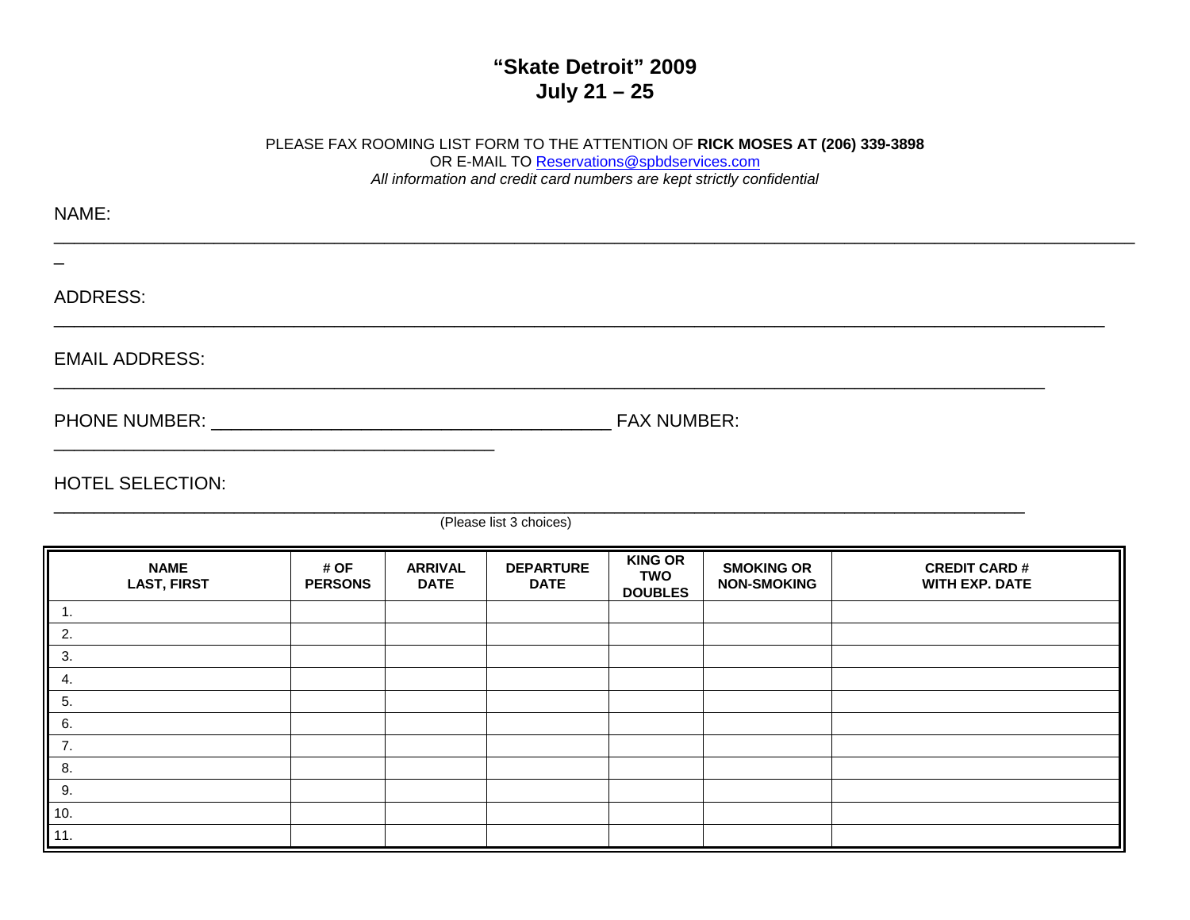# "Skate Detroit" 2009
# July 21 – 25

PLEASE FAX ROOMING LIST FORM TO THE ATTENTION OF **RICK MOSES AT (206) 339-3898**
OR E-MAIL TO Reservations@spbdservices.com
*All information and credit card numbers are kept strictly confidential*

NAME: ____________________________________________________________________________________________

ADDRESS: __________________________________________________________________________________________

EMAIL ADDRESS: ____________________________________________________________________________________

PHONE NUMBER: ________________________________________ FAX NUMBER: ______________________________________

HOTEL SELECTION: ___________________________________________________________________________________
(Please list 3 choices)

| NAME LAST, FIRST | # OF PERSONS | ARRIVAL DATE | DEPARTURE DATE | KING OR TWO DOUBLES | SMOKING OR NON-SMOKING | CREDIT CARD # WITH EXP. DATE |
|---|---|---|---|---|---|---|
| 1. | | | | | | |
| 2. | | | | | | |
| 3. | | | | | | |
| 4. | | | | | | |
| 5. | | | | | | |
| 6. | | | | | | |
| 7. | | | | | | |
| 8. | | | | | | |
| 9. | | | | | | |
| 10. | | | | | | |
| 11. | | | | | | |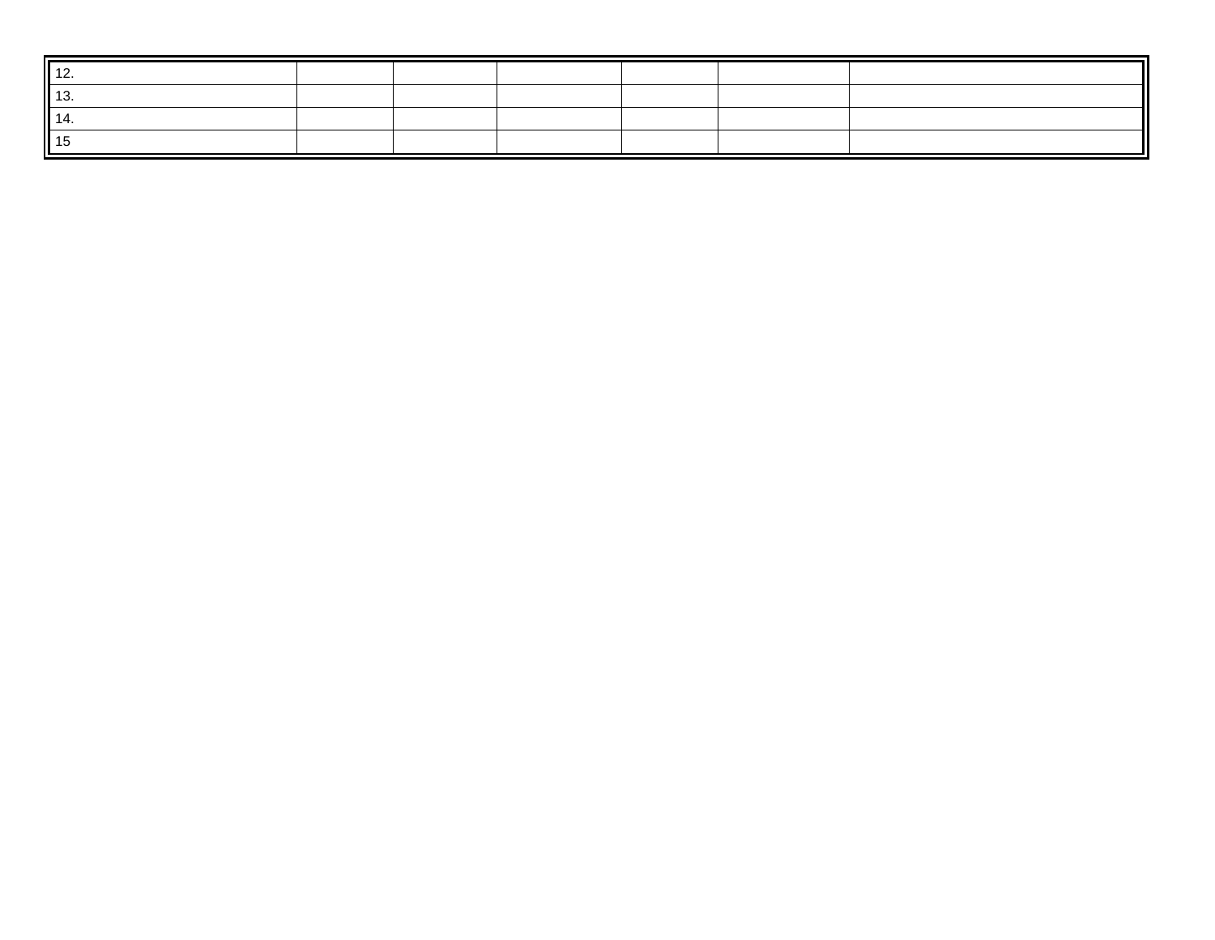| | | | | | | |
|---|---|---|---|---|---|---|
| 12. | | | | | | |
| 13. | | | | | | |
| 14. | | | | | | |
| 15 | | | | | | |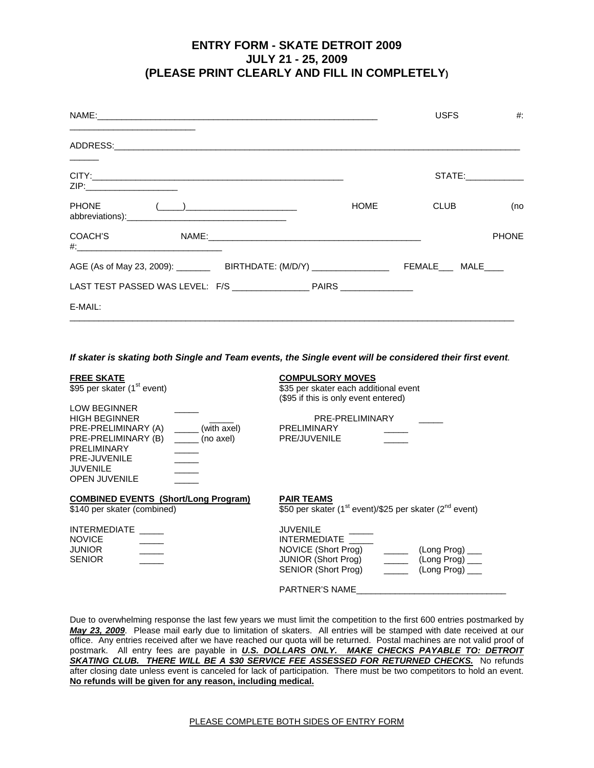# ENTRY FORM - SKATE DETROIT 2009
## JULY 21 - 25, 2009
## (PLEASE PRINT CLEARLY AND FILL IN COMPLETELY)

NAME:\_\_\_\_\_\_\_\_\_\_\_\_\_\_\_\_\_\_\_\_\_\_\_\_\_\_\_\_\_\_\_\_\_\_\_\_\_\_\_\_\_\_\_\_\_\_\_\_\_\_\_\_\_\_\_\_\_\_\_ USFS #: \_\_\_\_\_\_\_\_\_\_\_\_\_\_\_\_\_\_\_\_\_\_\_\_\_\_

ADDRESS:\_\_\_\_\_\_\_\_\_\_\_\_\_\_\_\_\_\_\_\_\_\_\_\_\_\_\_\_\_\_\_\_\_\_\_\_\_\_\_\_\_\_\_\_\_\_\_\_\_\_\_\_\_\_\_\_\_\_\_\_\_\_\_\_\_\_\_\_\_\_\_\_\_\_\_\_\_\_\_\_\_\_\_\_\_\_\_\_\_\_\_\_

CITY:\_\_\_\_\_\_\_\_\_\_\_\_\_\_\_\_\_\_\_\_\_\_\_\_\_\_\_\_\_\_\_\_\_\_\_\_\_\_\_\_\_\_\_\_\_\_\_\_\_\_\_\_\_ STATE:\_\_\_\_\_\_\_\_\_\_\_\_ ZIP:\_\_\_\_\_\_\_\_\_\_\_\_\_\_\_\_\_\_\_

PHONE (\_\_\_\_\_)\_\_\_\_\_\_\_\_\_\_\_\_\_\_\_\_\_\_\_\_\_\_\_\_ HOME CLUB (no abbreviations):\_\_\_\_\_\_\_\_\_\_\_\_\_\_\_\_\_\_\_\_\_\_\_\_\_\_\_\_\_\_\_\_\_\_

COACH'S NAME:\_\_\_\_\_\_\_\_\_\_\_\_\_\_\_\_\_\_\_\_\_\_\_\_\_\_\_\_\_\_\_\_\_\_\_\_\_\_\_\_\_\_\_\_\_\_ PHONE #:\_\_\_\_\_\_\_\_\_\_\_\_\_\_\_\_\_\_\_\_\_\_\_\_\_\_\_\_\_\_\_

AGE (As of May 23, 2009): \_\_\_\_\_\_\_ BIRTHDATE: (M/D/Y) \_\_\_\_\_\_\_\_\_\_\_\_\_\_\_\_ FEMALE\_\_\_ MALE\_\_\_\_

LAST TEST PASSED WAS LEVEL: F/S \_\_\_\_\_\_\_\_\_\_\_\_\_\_\_\_ PAIRS \_\_\_\_\_\_\_\_\_\_\_\_\_\_\_

E-MAIL: \_\_\_\_\_\_\_\_\_\_\_\_\_\_\_\_\_\_\_\_\_\_\_\_\_\_\_\_\_\_\_\_\_\_\_\_\_\_\_\_\_\_\_\_\_\_\_\_\_\_\_\_\_\_\_\_\_\_\_\_\_\_\_\_\_\_\_\_\_\_\_\_\_\_\_\_\_\_\_\_\_\_\_\_\_\_\_\_\_\_\_\_\_\_\_\_\_

***If skater is skating both Single and Team events, the Single event will be considered their first event.***

**FREE SKATE**
$95 per skater (1st event)

LOW BEGINNER \_\_\_\_\_
HIGH BEGINNER \_\_\_\_\_
PRE-PRELIMINARY (A) \_\_\_\_\_ (with axel)
PRE-PRELIMINARY (B) \_\_\_\_\_ (no axel)
PRELIMINARY \_\_\_\_\_
PRE-JUVENILE \_\_\_\_\_
JUVENILE \_\_\_\_\_
OPEN JUVENILE \_\_\_\_\_

**COMPULSORY MOVES**
$35 per skater each additional event
($95 if this is only event entered)

PRE-PRELIMINARY \_\_\_\_\_
PRELIMINARY \_\_\_\_\_
PRE/JUVENILE \_\_\_\_\_

**COMBINED EVENTS (Short/Long Program)**
$140 per skater (combined)

INTERMEDIATE \_\_\_\_\_
NOVICE \_\_\_\_\_
JUNIOR \_\_\_\_\_
SENIOR \_\_\_\_\_

**PAIR TEAMS**
$50 per skater (1st event)/$25 per skater (2nd event)

JUVENILE \_\_\_\_\_
INTERMEDIATE \_\_\_\_\_
NOVICE (Short Prog) \_\_\_\_\_ (Long Prog) \_\_\_
JUNIOR (Short Prog) \_\_\_\_\_ (Long Prog) \_\_\_
SENIOR (Short Prog) \_\_\_\_\_ (Long Prog) \_\_\_

PARTNER'S NAME\_\_\_\_\_\_\_\_\_\_\_\_\_\_\_\_\_\_\_\_\_\_\_\_\_\_\_\_\_\_\_

Due to overwhelming response the last few years we must limit the competition to the first 600 entries postmarked by ***May 23, 2009***. Please mail early due to limitation of skaters. All entries will be stamped with date received at our office. Any entries received after we have reached our quota will be returned. Postal machines are not valid proof of postmark. All entry fees are payable in ***U.S. DOLLARS ONLY. MAKE CHECKS PAYABLE TO: DETROIT SKATING CLUB. THERE WILL BE A $30 SERVICE FEE ASSESSED FOR RETURNED CHECKS.*** No refunds after closing date unless event is canceled for lack of participation. There must be two competitors to hold an event. **No refunds will be given for any reason, including medical.**

PLEASE COMPLETE BOTH SIDES OF ENTRY FORM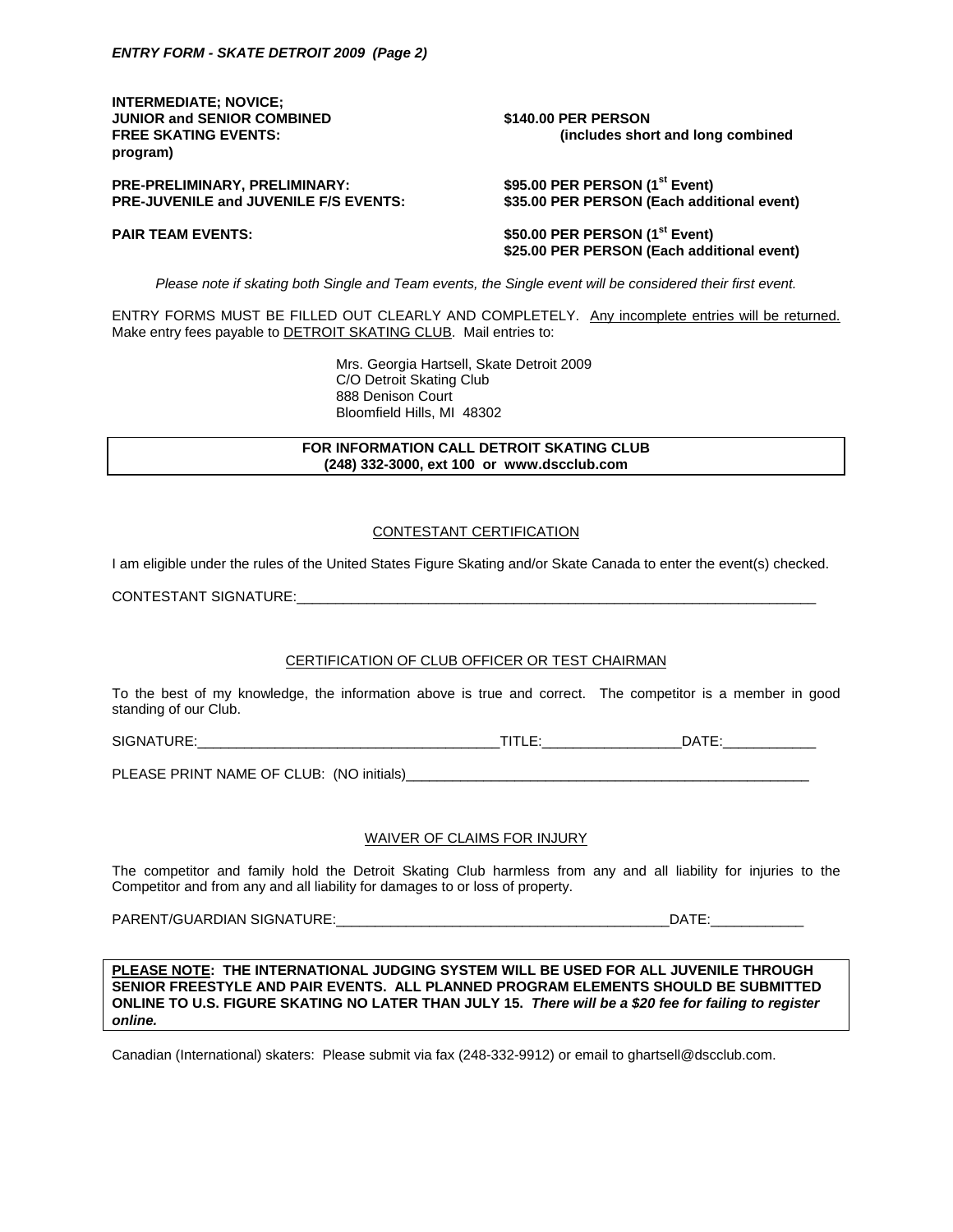*ENTRY FORM - SKATE DETROIT 2009 (Page 2)*

| | |
|---|---|
| **INTERMEDIATE; NOVICE; JUNIOR and SENIOR COMBINED FREE SKATING EVENTS:** | **\$140.00 PER PERSON (includes short and long combined program)** |
| **PRE-PRELIMINARY, PRELIMINARY: PRE-JUVENILE and JUVENILE F/S EVENTS:** | **\$95.00 PER PERSON (1st Event)**<br>**\$35.00 PER PERSON (Each additional event)** |
| **PAIR TEAM EVENTS:** | **\$50.00 PER PERSON (1st Event)**<br>**\$25.00 PER PERSON (Each additional event)** |

*Please note if skating both Single and Team events, the Single event will be considered their first event.*

ENTRY FORMS MUST BE FILLED OUT CLEARLY AND COMPLETELY. Any incomplete entries will be returned. Make entry fees payable to DETROIT SKATING CLUB. Mail entries to:

Mrs. Georgia Hartsell, Skate Detroit 2009
C/O Detroit Skating Club
888 Denison Court
Bloomfield Hills, MI 48302

**FOR INFORMATION CALL DETROIT SKATING CLUB**
**(248) 332-3000, ext 100 or www.dscclub.com**

## CONTESTANT CERTIFICATION

I am eligible under the rules of the United States Figure Skating and/or Skate Canada to enter the event(s) checked.

CONTESTANT SIGNATURE:______________________________________________________________________

## CERTIFICATION OF CLUB OFFICER OR TEST CHAIRMAN

To the best of my knowledge, the information above is true and correct. The competitor is a member in good standing of our Club.

SIGNATURE:________________________________________TITLE:__________________DATE:____________

PLEASE PRINT NAME OF CLUB: (NO initials)_______________________________________________________

## WAIVER OF CLAIMS FOR INJURY

The competitor and family hold the Detroit Skating Club harmless from any and all liability for injuries to the Competitor and from any and all liability for damages to or loss of property.

PARENT/GUARDIAN SIGNATURE:_____________________________________________DATE:____________

**PLEASE NOTE: THE INTERNATIONAL JUDGING SYSTEM WILL BE USED FOR ALL JUVENILE THROUGH SENIOR FREESTYLE AND PAIR EVENTS. ALL PLANNED PROGRAM ELEMENTS SHOULD BE SUBMITTED ONLINE TO U.S. FIGURE SKATING NO LATER THAN JULY 15.** ***There will be a \$20 fee for failing to register online.***

Canadian (International) skaters: Please submit via fax (248-332-9912) or email to ghartsell@dscclub.com.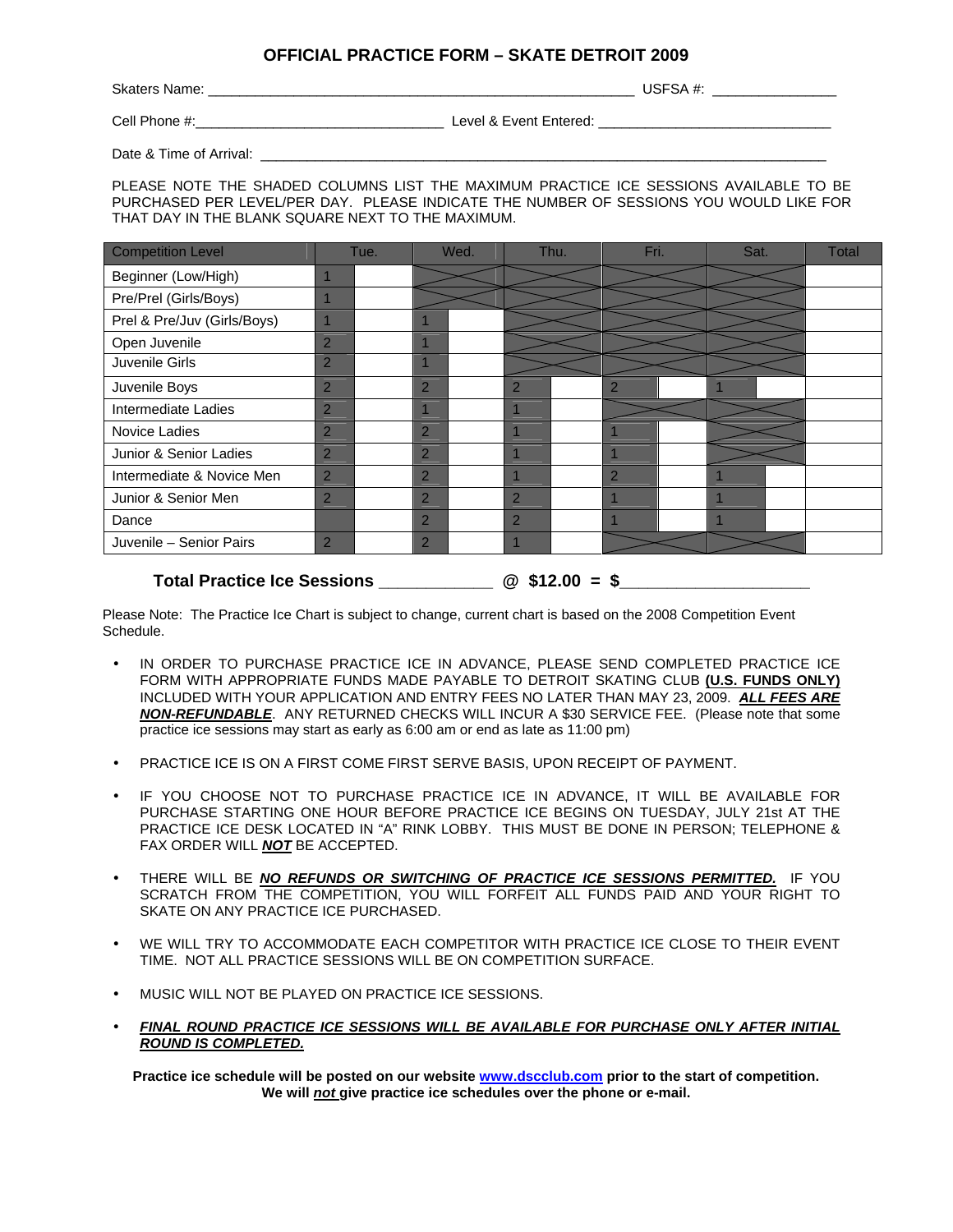# OFFICIAL PRACTICE FORM – SKATE DETROIT 2009

Skaters Name: ___________________________________________________ USFSA #: _______________

Cell Phone #:_______________________________ Level & Event Entered: _____________________________

Date & Time of Arrival: ___________________________________________________________________________

PLEASE NOTE THE SHADED COLUMNS LIST THE MAXIMUM PRACTICE ICE SESSIONS AVAILABLE TO BE PURCHASED PER LEVEL/PER DAY. PLEASE INDICATE THE NUMBER OF SESSIONS YOU WOULD LIKE FOR THAT DAY IN THE BLANK SQUARE NEXT TO THE MAXIMUM.

| Competition Level | Tue. | | Wed. | | Thu. | | Fri. | | Sat. | | Total |
|---|---|---|---|---|---|---|---|---|---|---|---|
| Beginner (Low/High) | 1 | | X | | X | | X | | X | | |
| Pre/Prel (Girls/Boys) | 1 | | X | | X | | X | | X | | |
| Prel & Pre/Juv (Girls/Boys) | 1 | | 1 | | X | | X | | X | | |
| Open Juvenile | 2 | | 1 | | X | | X | | X | | |
| Juvenile Girls | 2 | | 1 | | X | | X | | X | | |
| Juvenile Boys | 2 | | 2 | | 2 | | 2 | | 1 | | |
| Intermediate Ladies | 2 | | 1 | | 1 | | X | | X | | |
| Novice Ladies | 2 | | 2 | | 1 | | 1 | | X | | |
| Junior & Senior Ladies | 2 | | 2 | | 1 | | 1 | | X | | |
| Intermediate & Novice Men | 2 | | 2 | | 1 | | 2 | | 1 | | |
| Junior & Senior Men | 2 | | 2 | | 2 | | 1 | | 1 | | |
| Dance | | | 2 | | 2 | | 1 | | 1 | | |
| Juvenile – Senior Pairs | 2 | | 2 | | 1 | | X | | X | | |

**Total Practice Ice Sessions ____________ @ $12.00 = $____________________**

Please Note: The Practice Ice Chart is subject to change, current chart is based on the 2008 Competition Event Schedule.

- IN ORDER TO PURCHASE PRACTICE ICE IN ADVANCE, PLEASE SEND COMPLETED PRACTICE ICE FORM WITH APPROPRIATE FUNDS MADE PAYABLE TO DETROIT SKATING CLUB **(U.S. FUNDS ONLY)** INCLUDED WITH YOUR APPLICATION AND ENTRY FEES NO LATER THAN MAY 23, 2009. ***ALL FEES ARE NON-REFUNDABLE***. ANY RETURNED CHECKS WILL INCUR A $30 SERVICE FEE. (Please note that some practice ice sessions may start as early as 6:00 am or end as late as 11:00 pm)

- PRACTICE ICE IS ON A FIRST COME FIRST SERVE BASIS, UPON RECEIPT OF PAYMENT.

- IF YOU CHOOSE NOT TO PURCHASE PRACTICE ICE IN ADVANCE, IT WILL BE AVAILABLE FOR PURCHASE STARTING ONE HOUR BEFORE PRACTICE ICE BEGINS ON TUESDAY, JULY 21st AT THE PRACTICE ICE DESK LOCATED IN "A" RINK LOBBY. THIS MUST BE DONE IN PERSON; TELEPHONE & FAX ORDER WILL ***NOT*** BE ACCEPTED.

- THERE WILL BE ***NO REFUNDS OR SWITCHING OF PRACTICE ICE SESSIONS PERMITTED.*** IF YOU SCRATCH FROM THE COMPETITION, YOU WILL FORFEIT ALL FUNDS PAID AND YOUR RIGHT TO SKATE ON ANY PRACTICE ICE PURCHASED.

- WE WILL TRY TO ACCOMMODATE EACH COMPETITOR WITH PRACTICE ICE CLOSE TO THEIR EVENT TIME. NOT ALL PRACTICE SESSIONS WILL BE ON COMPETITION SURFACE.

- MUSIC WILL NOT BE PLAYED ON PRACTICE ICE SESSIONS.

- ***FINAL ROUND PRACTICE ICE SESSIONS WILL BE AVAILABLE FOR PURCHASE ONLY AFTER INITIAL ROUND IS COMPLETED.***

**Practice ice schedule will be posted on our website www.dscclub.com prior to the start of competition. We will *not* give practice ice schedules over the phone or e-mail.**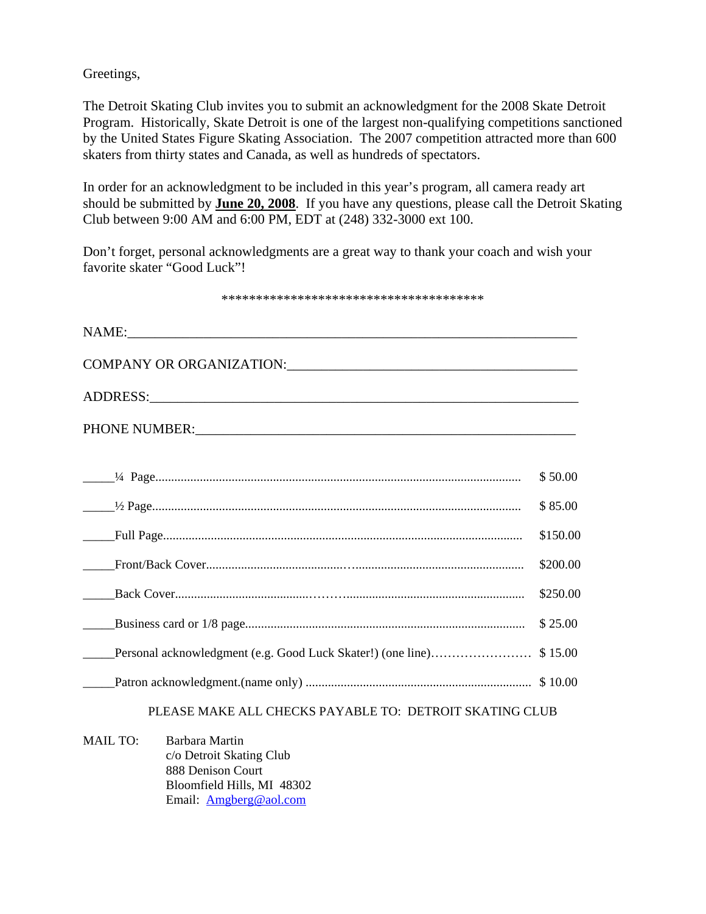Greetings,

The Detroit Skating Club invites you to submit an acknowledgment for the 2008 Skate Detroit Program. Historically, Skate Detroit is one of the largest non-qualifying competitions sanctioned by the United States Figure Skating Association. The 2007 competition attracted more than 600 skaters from thirty states and Canada, as well as hundreds of spectators.

In order for an acknowledgment to be included in this year's program, all camera ready art should be submitted by **June 20, 2008**. If you have any questions, please call the Detroit Skating Club between 9:00 AM and 6:00 PM, EDT at (248) 332-3000 ext 100.

Don't forget, personal acknowledgments are a great way to thank your coach and wish your favorite skater "Good Luck"!

\*\*\*\*\*\*\*\*\*\*\*\*\*\*\*\*\*\*\*\*\*\*\*\*\*\*\*\*\*\*\*\*\*\*\*\*\*\*\*

NAME:_______________________________________________________________

COMPANY OR ORGANIZATION:___________________________________________

ADDRESS:_____________________________________________________________

PHONE NUMBER:_______________________________________________________

_____¼ Page........................................................................ $ 50.00

_____½ Page........................................................................ $ 85.00

_____Full Page........................................................................ $150.00

_____Front/Back Cover........................................................................ $200.00

_____Back Cover........................................................................ $250.00

_____Business card or 1/8 page........................................................................ $ 25.00

_____Personal acknowledgment (e.g. Good Luck Skater!) (one line)........................ $ 15.00

_____Patron acknowledgment.(name only) ........................................................ $ 10.00

PLEASE MAKE ALL CHECKS PAYABLE TO: DETROIT SKATING CLUB

MAIL TO:
Barbara Martin
c/o Detroit Skating Club
888 Denison Court
Bloomfield Hills, MI 48302
Email: Amgberg@aol.com